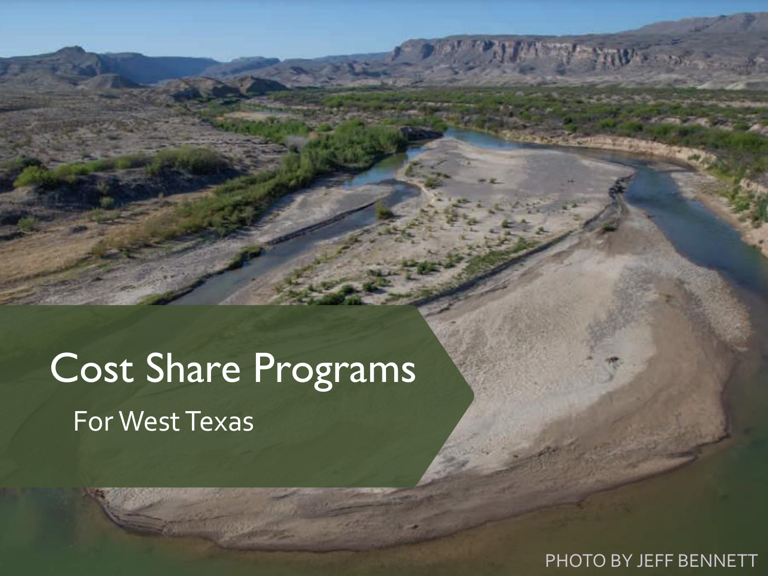# Cost Share Programs

For West Texas

PHOTO BY JEFF BENNETT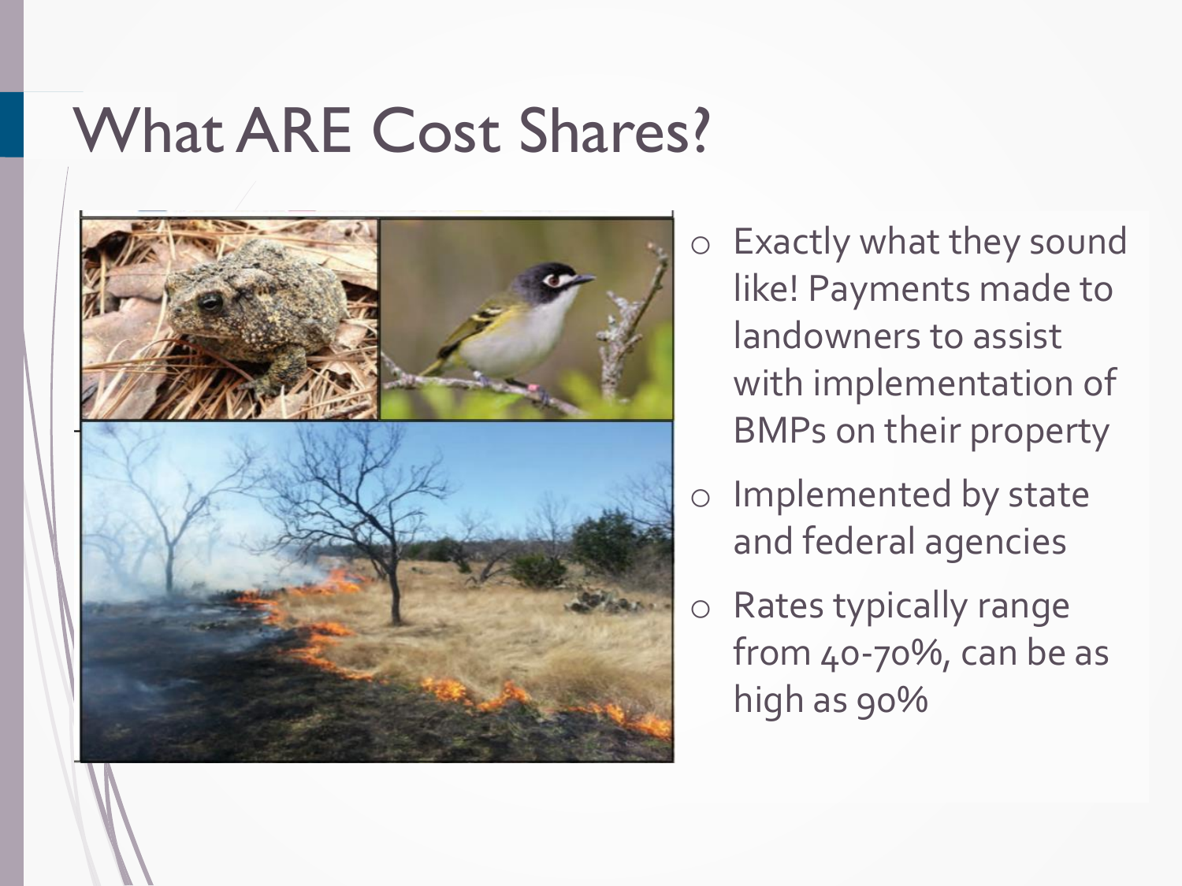# What ARE Cost Shares?

- Exactly what they sound like! Payments made to landowners to assist with implementation of BMPs on their property
- Implemented by state and federal agencies
- Rates typically range from 40-70%, can be as high as 90%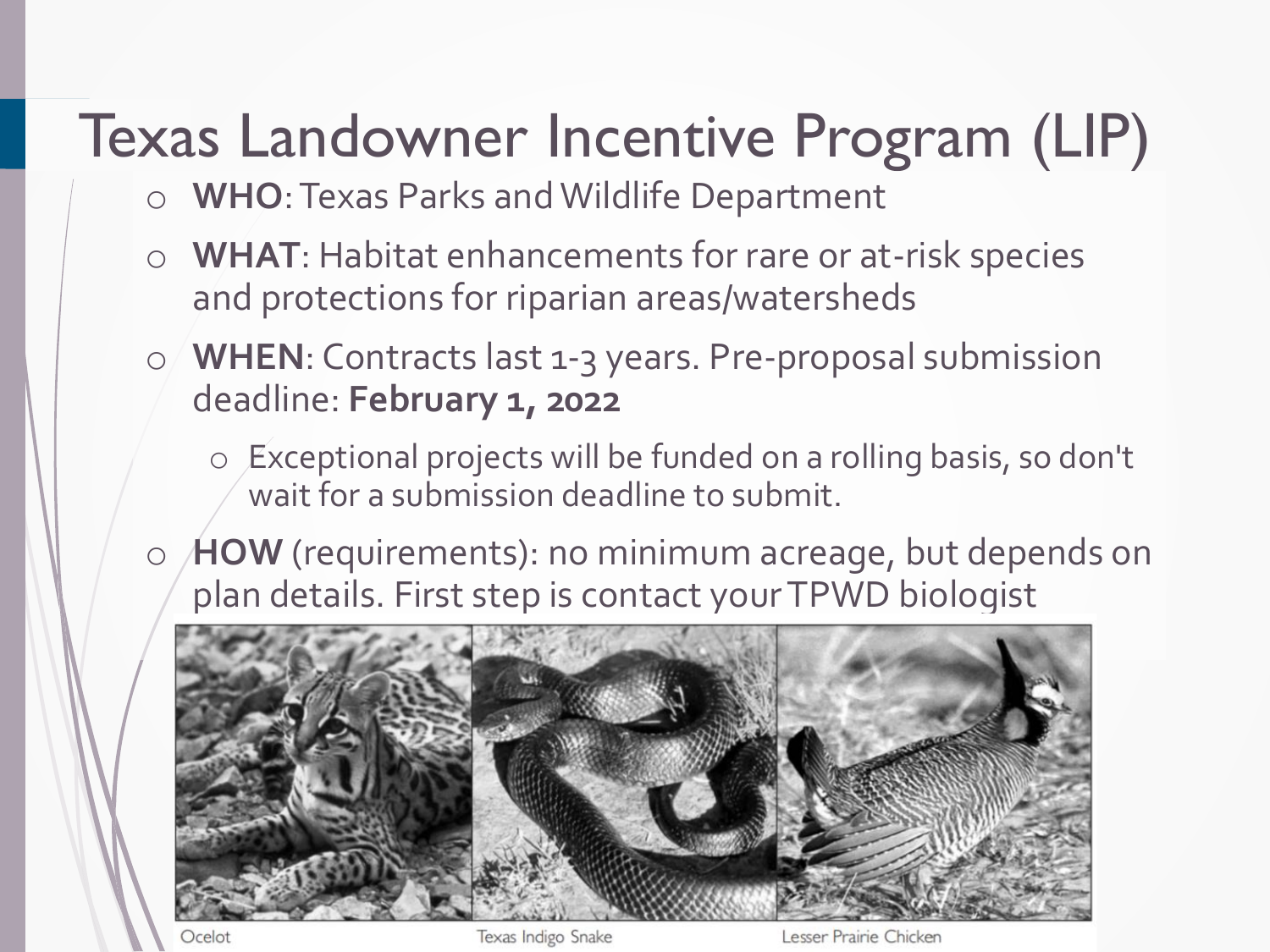# Texas Landowner Incentive Program (LIP)

- **WHO**: Texas Parks and Wildlife Department
- **WHAT**: Habitat enhancements for rare or at-risk species and protections for riparian areas/watersheds
- **WHEN**: Contracts last 1-3 years. Pre-proposal submission deadline: **February 1, 2022**
  - Exceptional projects will be funded on a rolling basis, so don't wait for a submission deadline to submit.
- **HOW** (requirements): no minimum acreage, but depends on plan details. First step is contact your TPWD biologist

Ocelot | Texas Indigo Snake | Lesser Prairie Chicken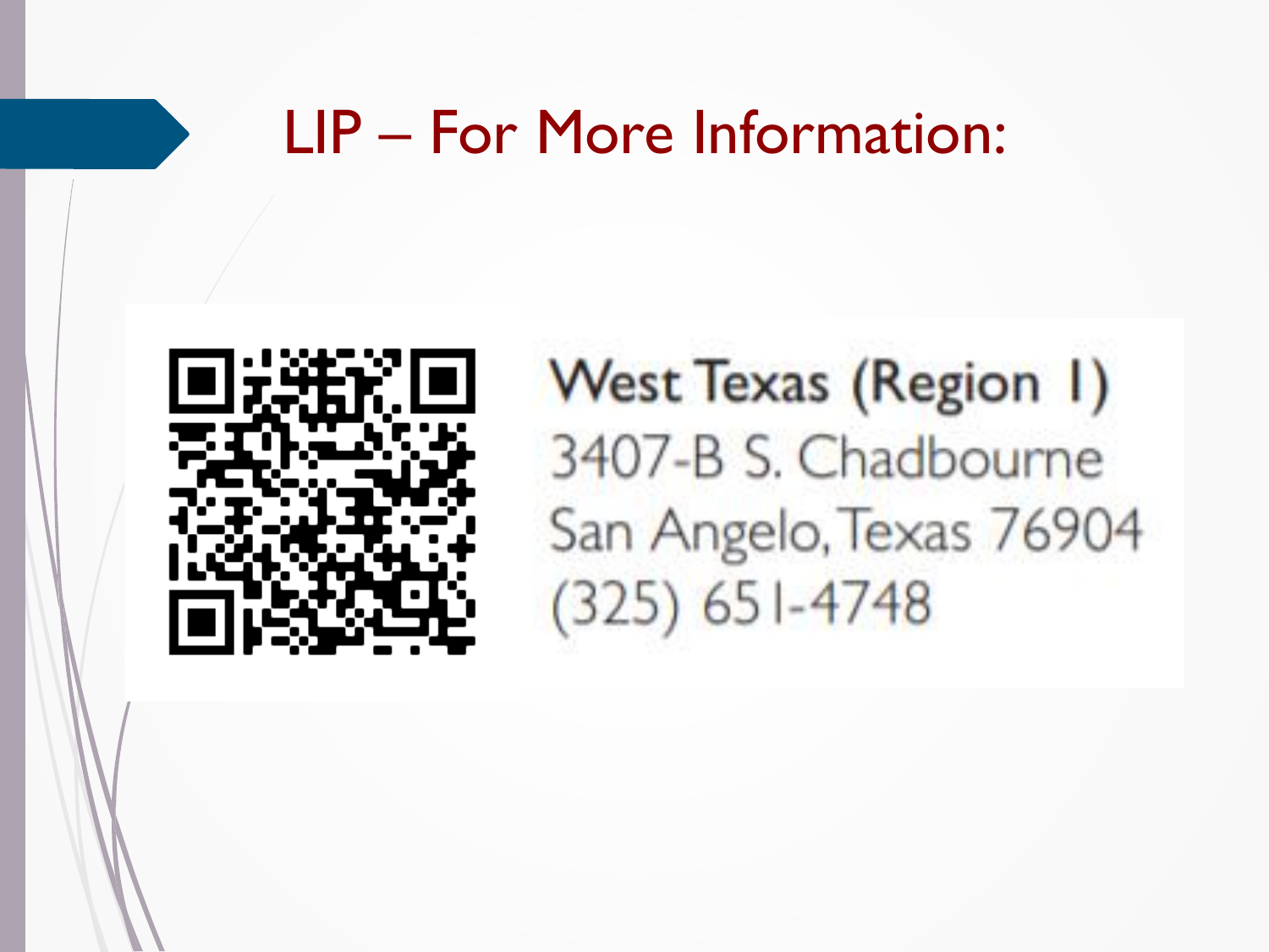# LIP – For More Information:

**West Texas (Region 1)**
3407-B S. Chadbourne
San Angelo, Texas 76904
(325) 651-4748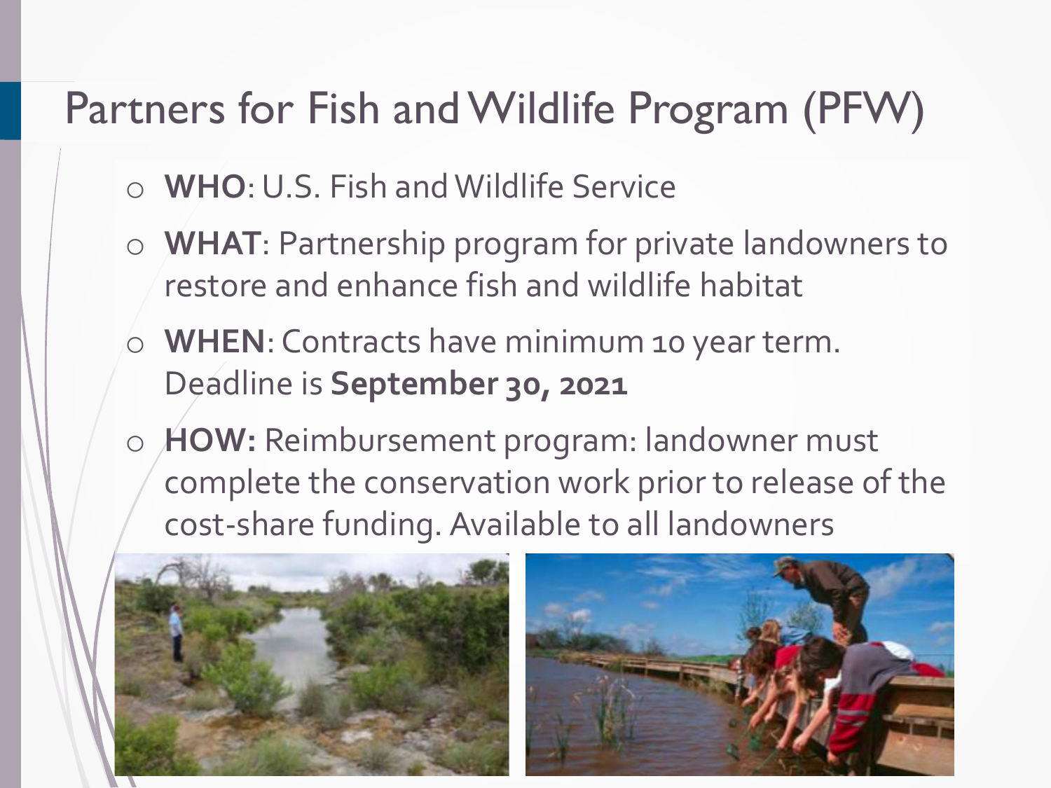# Partners for Fish and Wildlife Program (PFW)

- **WHO**: U.S. Fish and Wildlife Service
- **WHAT**: Partnership program for private landowners to restore and enhance fish and wildlife habitat
- **WHEN**: Contracts have minimum 10 year term. Deadline is **September 30, 2021**
- **HOW:** Reimbursement program: landowner must complete the conservation work prior to release of the cost-share funding. Available to all landowners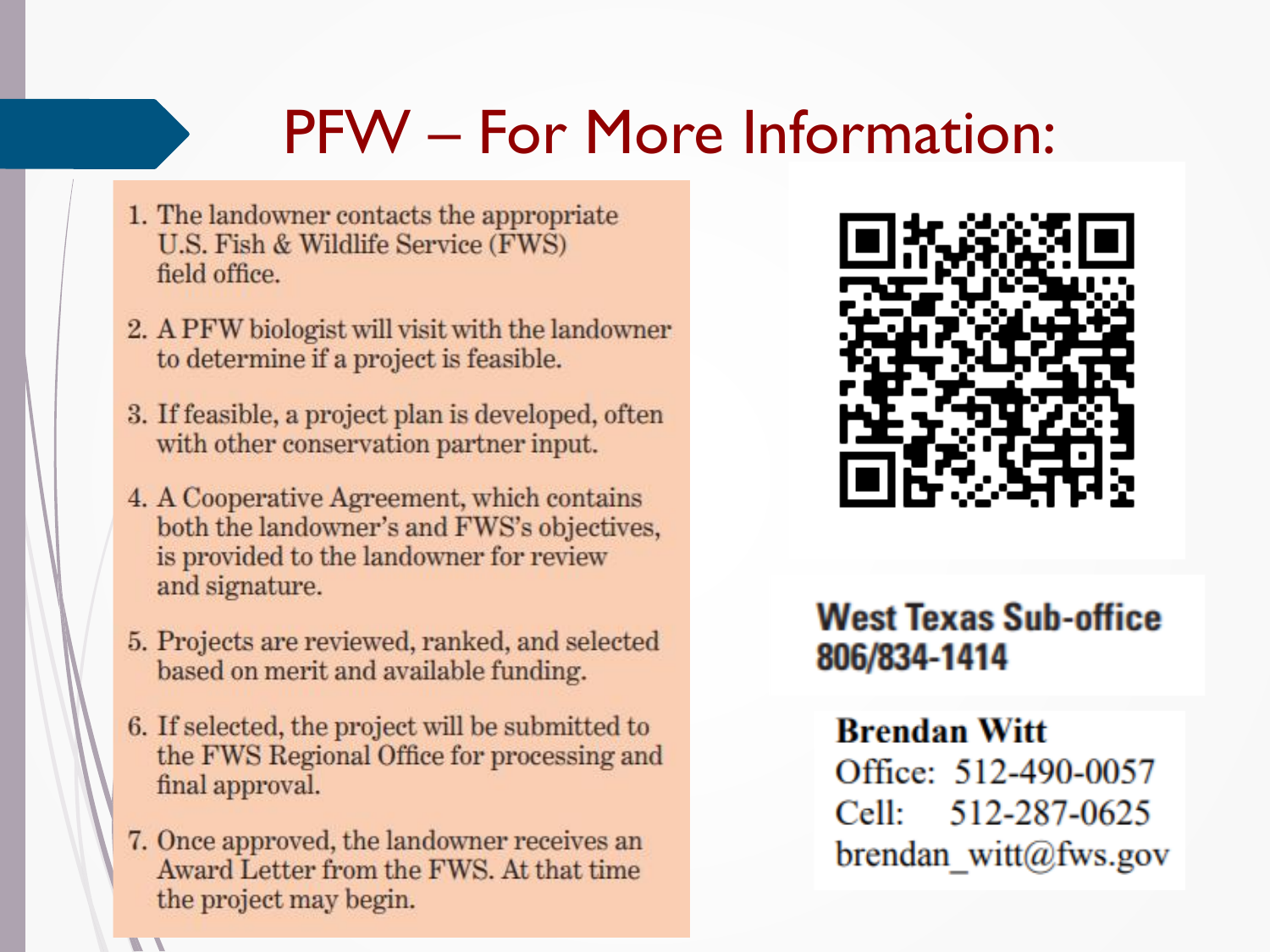# PFW – For More Information:

1. The landowner contacts the appropriate U.S. Fish & Wildlife Service (FWS) field office.
2. A PFW biologist will visit with the landowner to determine if a project is feasible.
3. If feasible, a project plan is developed, often with other conservation partner input.
4. A Cooperative Agreement, which contains both the landowner's and FWS's objectives, is provided to the landowner for review and signature.
5. Projects are reviewed, ranked, and selected based on merit and available funding.
6. If selected, the project will be submitted to the FWS Regional Office for processing and final approval.
7. Once approved, the landowner receives an Award Letter from the FWS. At that time the project may begin.

**West Texas Sub-office**
**806/834-1414**

**Brendan Witt**
Office: 512-490-0057
Cell: 512-287-0625
brendan_witt@fws.gov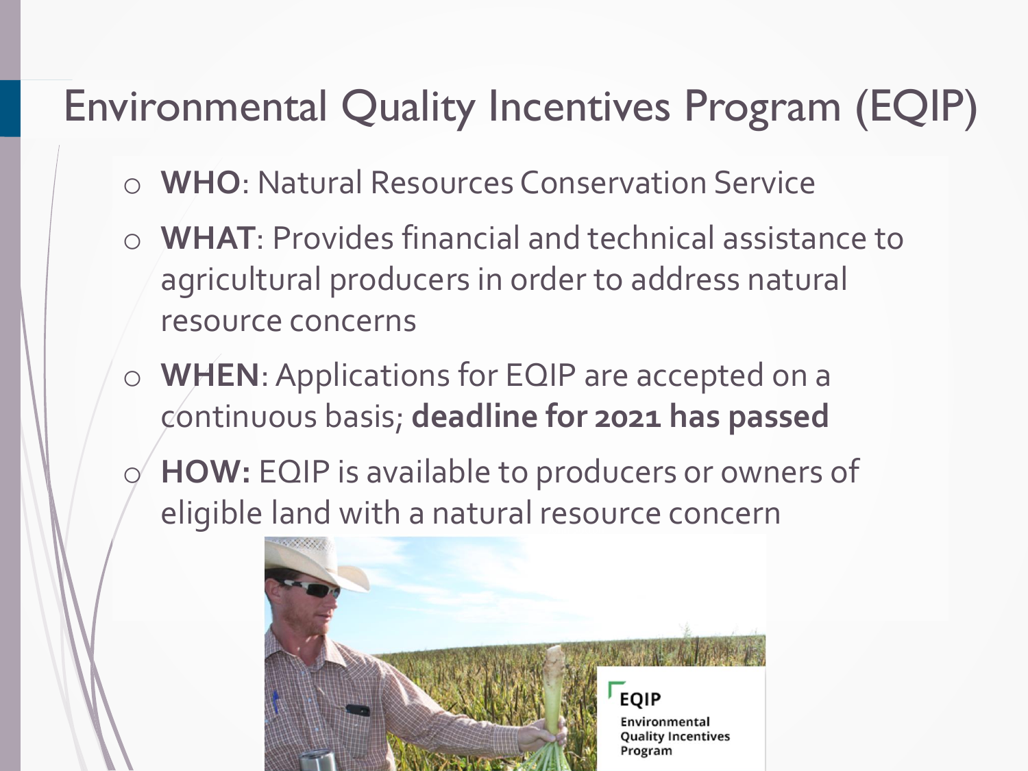# Environmental Quality Incentives Program (EQIP)

- **WHO**: Natural Resources Conservation Service
- **WHAT**: Provides financial and technical assistance to agricultural producers in order to address natural resource concerns
- **WHEN**: Applications for EQIP are accepted on a continuous basis; **deadline for 2021 has passed**
- **HOW:** EQIP is available to producers or owners of eligible land with a natural resource concern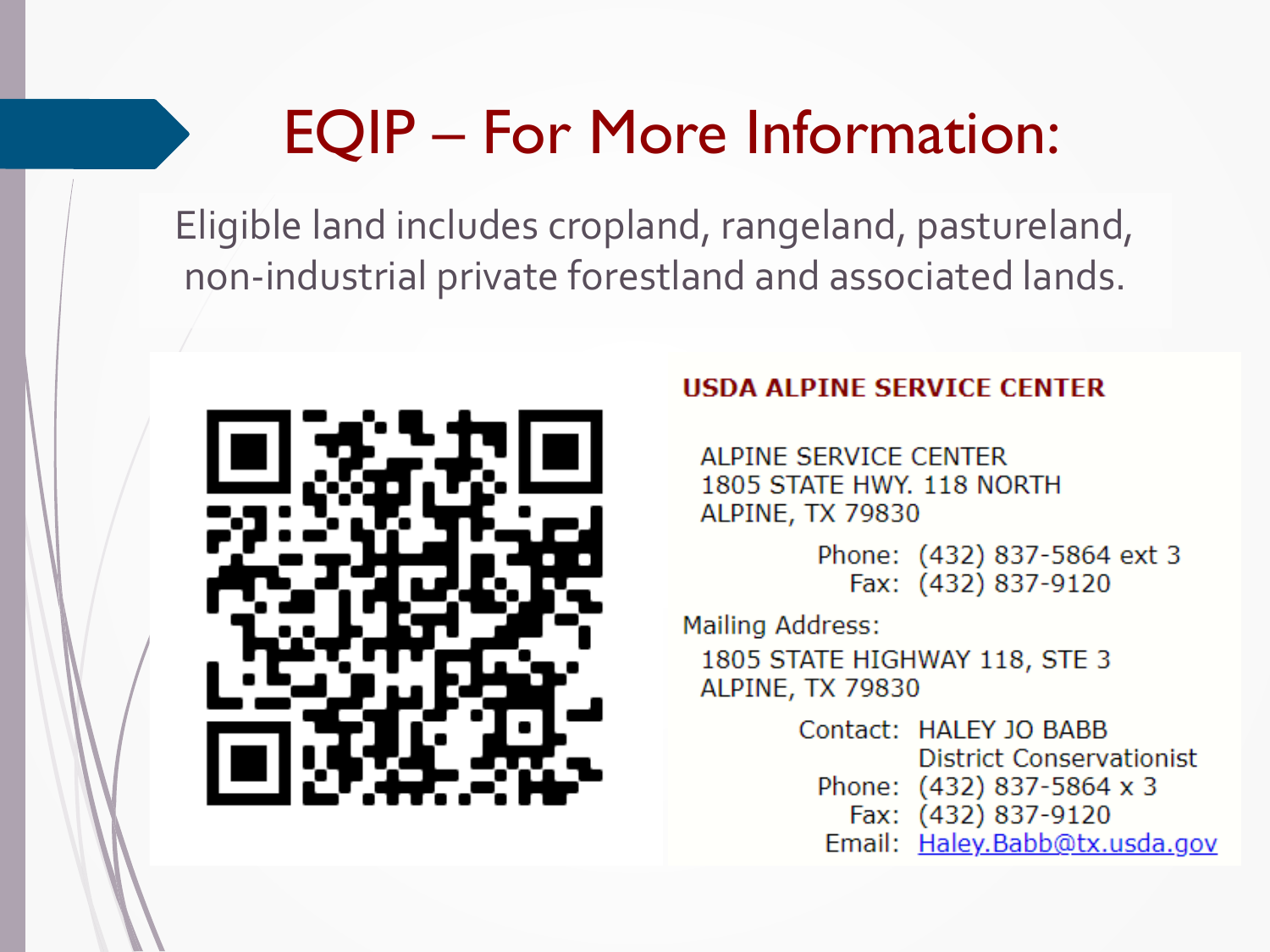# EQIP – For More Information:

Eligible land includes cropland, rangeland, pastureland, non-industrial private forestland and associated lands.

**USDA ALPINE SERVICE CENTER**

ALPINE SERVICE CENTER
1805 STATE HWY. 118 NORTH
ALPINE, TX 79830

Phone: (432) 837-5864 ext 3
Fax: (432) 837-9120

Mailing Address:

1805 STATE HIGHWAY 118, STE 3
ALPINE, TX 79830

Contact: HALEY JO BABB
District Conservationist
Phone: (432) 837-5864 x 3
Fax: (432) 837-9120
Email: Haley.Babb@tx.usda.gov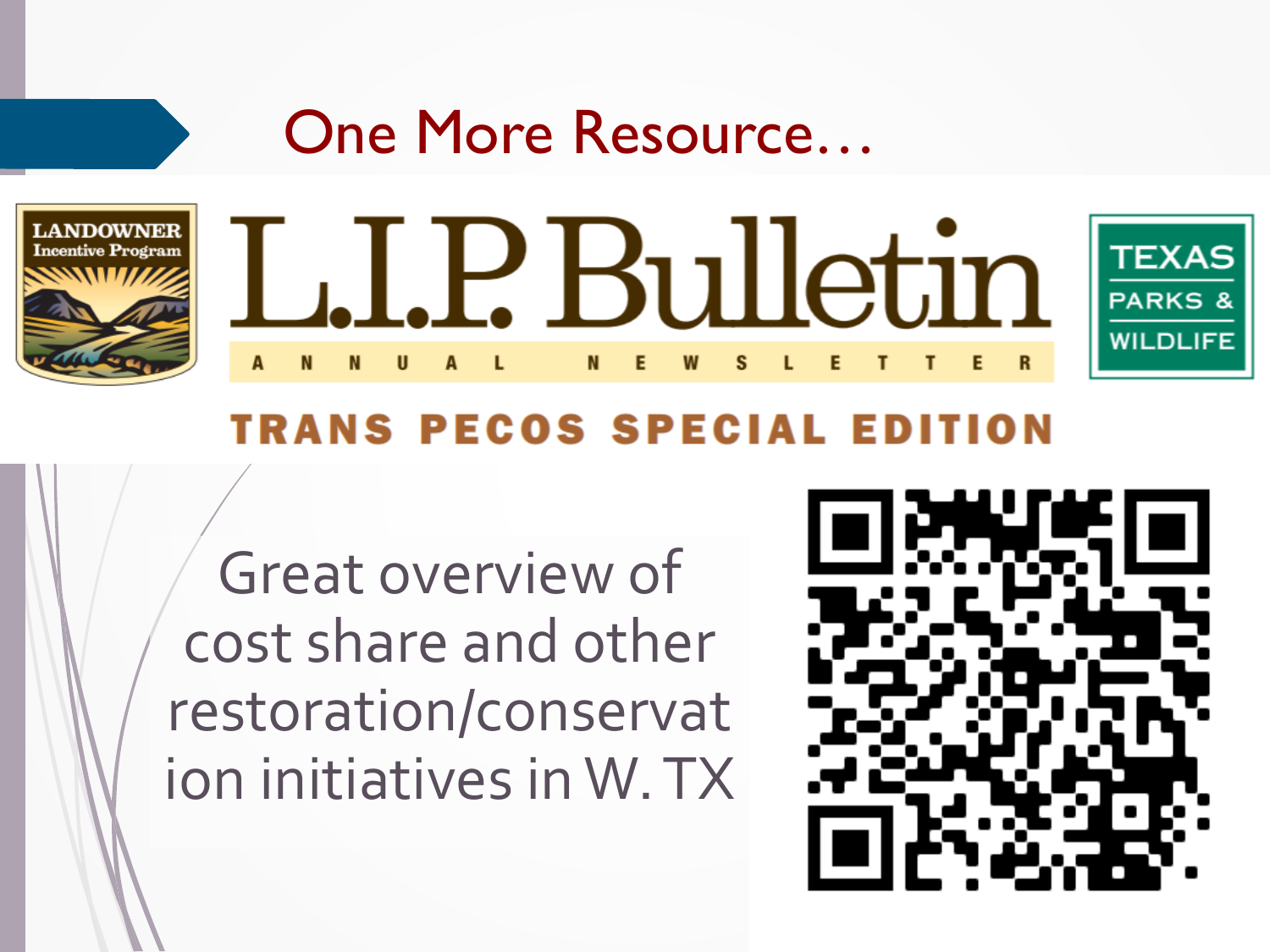# One More Resource…

LANDOWNER Incentive Program

L.I.P. Bulletin

ANNUAL NEWSLETTER

TEXAS PARKS & WILDLIFE

TRANS PECOS SPECIAL EDITION

Great overview of cost share and other restoration/conservation initiatives in W. TX